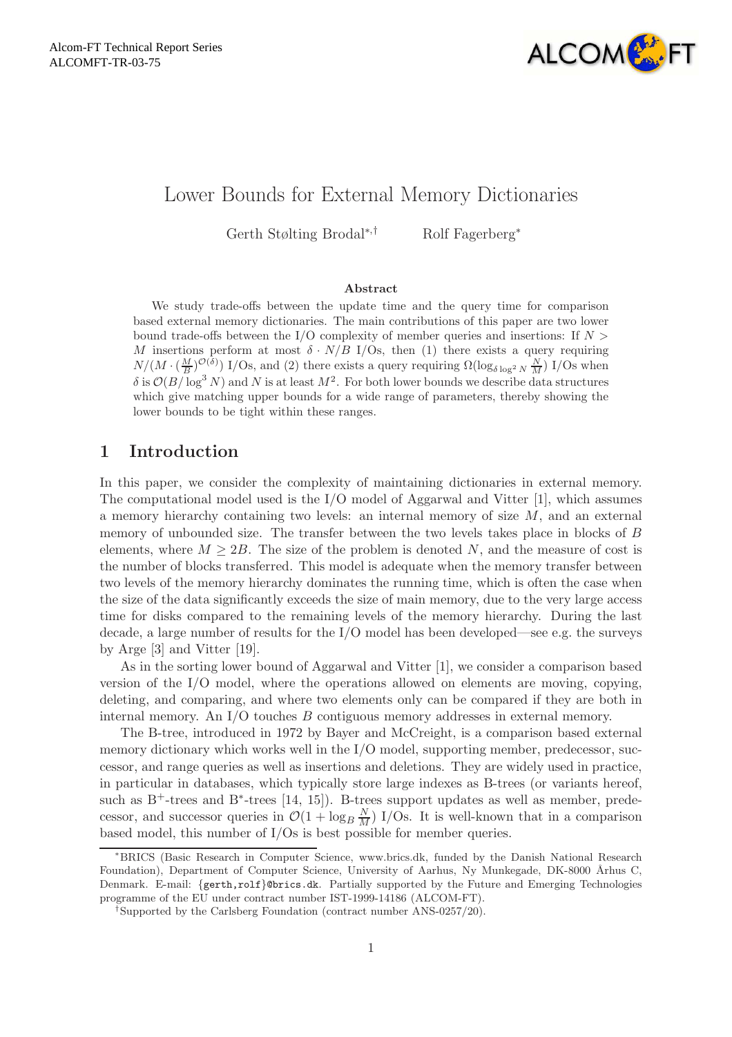Alcom-FT Technical Report Series
ALCOMFT-TR-03-75

# Lower Bounds for External Memory Dictionaries

Gerth Stølting Brodal[*,†] Rolf Fagerberg[*]

### Abstract

We study trade-offs between the update time and the query time for comparison based external memory dictionaries. The main contributions of this paper are two lower bound trade-offs between the I/O complexity of member queries and insertions: If $N > M$ insertions perform at most $\delta \cdot N/B$ I/Os, then (1) there exists a query requiring $N/(M \cdot (\frac{M}{B})^{\mathcal{O}(\delta)})$ I/Os, and (2) there exists a query requiring $\Omega(\log_{\delta \log^2 N} \frac{N}{M})$ I/Os when $\delta$ is $\mathcal{O}(B/\log^3 N)$ and $N$ is at least $M^2$. For both lower bounds we describe data structures which give matching upper bounds for a wide range of parameters, thereby showing the lower bounds to be tight within these ranges.

## 1 Introduction

In this paper, we consider the complexity of maintaining dictionaries in external memory. The computational model used is the I/O model of Aggarwal and Vitter [1], which assumes a memory hierarchy containing two levels: an internal memory of size $M$, and an external memory of unbounded size. The transfer between the two levels takes place in blocks of $B$ elements, where $M \geq 2B$. The size of the problem is denoted $N$, and the measure of cost is the number of blocks transferred. This model is adequate when the memory transfer between two levels of the memory hierarchy dominates the running time, which is often the case when the size of the data significantly exceeds the size of main memory, due to the very large access time for disks compared to the remaining levels of the memory hierarchy. During the last decade, a large number of results for the I/O model has been developed—see e.g. the surveys by Arge [3] and Vitter [19].

As in the sorting lower bound of Aggarwal and Vitter [1], we consider a comparison based version of the I/O model, where the operations allowed on elements are moving, copying, deleting, and comparing, and where two elements only can be compared if they are both in internal memory. An I/O touches $B$ contiguous memory addresses in external memory.

The B-tree, introduced in 1972 by Bayer and McCreight, is a comparison based external memory dictionary which works well in the I/O model, supporting member, predecessor, successor, and range queries as well as insertions and deletions. They are widely used in practice, in particular in databases, which typically store large indexes as B-trees (or variants hereof, such as B$^+$-trees and B$^*$-trees [14, 15]). B-trees support updates as well as member, predecessor, and successor queries in $\mathcal{O}(1 + \log_B \frac{N}{M})$ I/Os. It is well-known that in a comparison based model, this number of I/Os is best possible for member queries.

---

[*] BRICS (Basic Research in Computer Science, www.brics.dk, funded by the Danish National Research Foundation), Department of Computer Science, University of Aarhus, Ny Munkegade, DK-8000 Århus C, Denmark. E-mail: {gerth,rolf}@brics.dk. Partially supported by the Future and Emerging Technologies programme of the EU under contract number IST-1999-14186 (ALCOM-FT).

[†] Supported by the Carlsberg Foundation (contract number ANS-0257/20).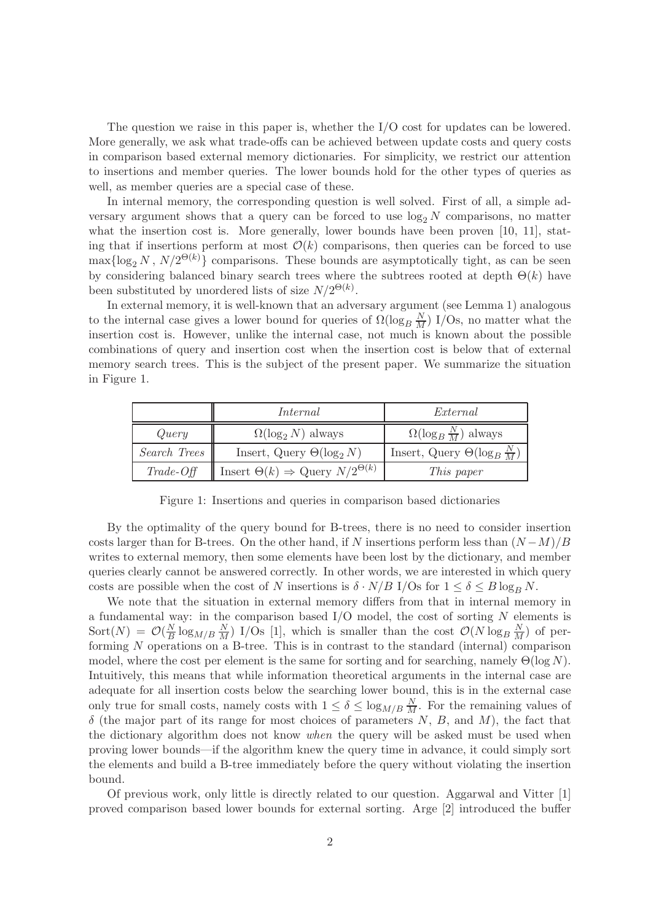The question we raise in this paper is, whether the I/O cost for updates can be lowered. More generally, we ask what trade-offs can be achieved between update costs and query costs in comparison based external memory dictionaries. For simplicity, we restrict our attention to insertions and member queries. The lower bounds hold for the other types of queries as well, as member queries are a special case of these.

In internal memory, the corresponding question is well solved. First of all, a simple adversary argument shows that a query can be forced to use $\log_2 N$ comparisons, no matter what the insertion cost is. More generally, lower bounds have been proven [10, 11], stating that if insertions perform at most $\mathcal{O}(k)$ comparisons, then queries can be forced to use $\max\{\log_2 N\,,\, N/2^{\Theta(k)}\}$ comparisons. These bounds are asymptotically tight, as can be seen by considering balanced binary search trees where the subtrees rooted at depth $\Theta(k)$ have been substituted by unordered lists of size $N/2^{\Theta(k)}$.

In external memory, it is well-known that an adversary argument (see Lemma 1) analogous to the internal case gives a lower bound for queries of $\Omega(\log_B \frac{N}{M})$ I/Os, no matter what the insertion cost is. However, unlike the internal case, not much is known about the possible combinations of query and insertion cost when the insertion cost is below that of external memory search trees. This is the subject of the present paper. We summarize the situation in Figure 1.

| | *Internal* | *External* |
|---|---|---|
| *Query* | $\Omega(\log_2 N)$ always | $\Omega(\log_B \frac{N}{M})$ always |
| *Search Trees* | Insert, Query $\Theta(\log_2 N)$ | Insert, Query $\Theta(\log_B \frac{N}{M})$ |
| *Trade-Off* | Insert $\Theta(k) \Rightarrow$ Query $N/2^{\Theta(k)}$ | *This paper* |

Figure 1: Insertions and queries in comparison based dictionaries

By the optimality of the query bound for B-trees, there is no need to consider insertion costs larger than for B-trees. On the other hand, if $N$ insertions perform less than $(N-M)/B$ writes to external memory, then some elements have been lost by the dictionary, and member queries clearly cannot be answered correctly. In other words, we are interested in which query costs are possible when the cost of $N$ insertions is $\delta \cdot N/B$ I/Os for $1 \leq \delta \leq B \log_B N$.

We note that the situation in external memory differs from that in internal memory in a fundamental way: in the comparison based I/O model, the cost of sorting $N$ elements is $\text{Sort}(N) = \mathcal{O}(\frac{N}{B} \log_{M/B} \frac{N}{M})$ I/Os [1], which is smaller than the cost $\mathcal{O}(N \log_B \frac{N}{M})$ of performing $N$ operations on a B-tree. This is in contrast to the standard (internal) comparison model, where the cost per element is the same for sorting and for searching, namely $\Theta(\log N)$. Intuitively, this means that while information theoretical arguments in the internal case are adequate for all insertion costs below the searching lower bound, this is in the external case only true for small costs, namely costs with $1 \leq \delta \leq \log_{M/B} \frac{N}{M}$. For the remaining values of $\delta$ (the major part of its range for most choices of parameters $N$, $B$, and $M$), the fact that the dictionary algorithm does not know *when* the query will be asked must be used when proving lower bounds—if the algorithm knew the query time in advance, it could simply sort the elements and build a B-tree immediately before the query without violating the insertion bound.

Of previous work, only little is directly related to our question. Aggarwal and Vitter [1] proved comparison based lower bounds for external sorting. Arge [2] introduced the buffer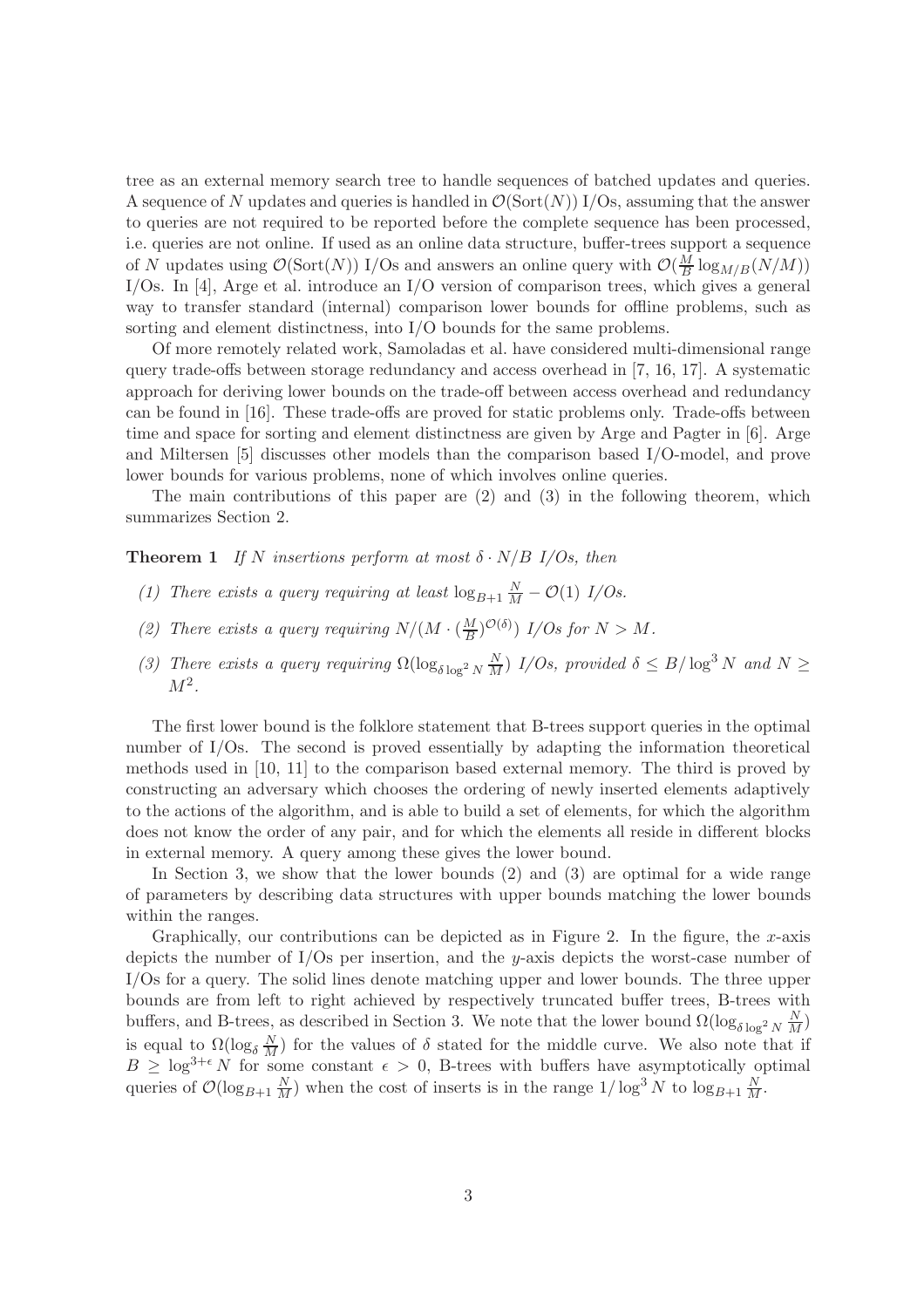tree as an external memory search tree to handle sequences of batched updates and queries. A sequence of $N$ updates and queries is handled in $\mathcal{O}(\mathrm{Sort}(N))$ I/Os, assuming that the answer to queries are not required to be reported before the complete sequence has been processed, i.e. queries are not online. If used as an online data structure, buffer-trees support a sequence of $N$ updates using $\mathcal{O}(\mathrm{Sort}(N))$ I/Os and answers an online query with $\mathcal{O}(\frac{M}{B}\log_{M/B}(N/M))$ I/Os. In [4], Arge et al. introduce an I/O version of comparison trees, which gives a general way to transfer standard (internal) comparison lower bounds for offline problems, such as sorting and element distinctness, into I/O bounds for the same problems.

Of more remotely related work, Samoladas et al. have considered multi-dimensional range query trade-offs between storage redundancy and access overhead in [7, 16, 17]. A systematic approach for deriving lower bounds on the trade-off between access overhead and redundancy can be found in [16]. These trade-offs are proved for static problems only. Trade-offs between time and space for sorting and element distinctness are given by Arge and Pagter in [6]. Arge and Miltersen [5] discusses other models than the comparison based I/O-model, and prove lower bounds for various problems, none of which involves online queries.

The main contributions of this paper are (2) and (3) in the following theorem, which summarizes Section 2.

**Theorem 1** *If $N$ insertions perform at most $\delta \cdot N/B$ I/Os, then*

- *(1) There exists a query requiring at least $\log_{B+1}\frac{N}{M} - \mathcal{O}(1)$ I/Os.*
- *(2) There exists a query requiring $N/(M \cdot (\frac{M}{B})^{\mathcal{O}(\delta)})$ I/Os for $N > M$.*
- *(3) There exists a query requiring $\Omega(\log_{\delta \log^2 N}\frac{N}{M})$ I/Os, provided $\delta \leq B/\log^3 N$ and $N \geq M^2$.*

The first lower bound is the folklore statement that B-trees support queries in the optimal number of I/Os. The second is proved essentially by adapting the information theoretical methods used in [10, 11] to the comparison based external memory. The third is proved by constructing an adversary which chooses the ordering of newly inserted elements adaptively to the actions of the algorithm, and is able to build a set of elements, for which the algorithm does not know the order of any pair, and for which the elements all reside in different blocks in external memory. A query among these gives the lower bound.

In Section 3, we show that the lower bounds (2) and (3) are optimal for a wide range of parameters by describing data structures with upper bounds matching the lower bounds within the ranges.

Graphically, our contributions can be depicted as in Figure 2. In the figure, the $x$-axis depicts the number of I/Os per insertion, and the $y$-axis depicts the worst-case number of I/Os for a query. The solid lines denote matching upper and lower bounds. The three upper bounds are from left to right achieved by respectively truncated buffer trees, B-trees with buffers, and B-trees, as described in Section 3. We note that the lower bound $\Omega(\log_{\delta \log^2 N}\frac{N}{M})$ is equal to $\Omega(\log_{\delta}\frac{N}{M})$ for the values of $\delta$ stated for the middle curve. We also note that if $B \geq \log^{3+\epsilon} N$ for some constant $\epsilon > 0$, B-trees with buffers have asymptotically optimal queries of $\mathcal{O}(\log_{B+1}\frac{N}{M})$ when the cost of inserts is in the range $1/\log^3 N$ to $\log_{B+1}\frac{N}{M}$.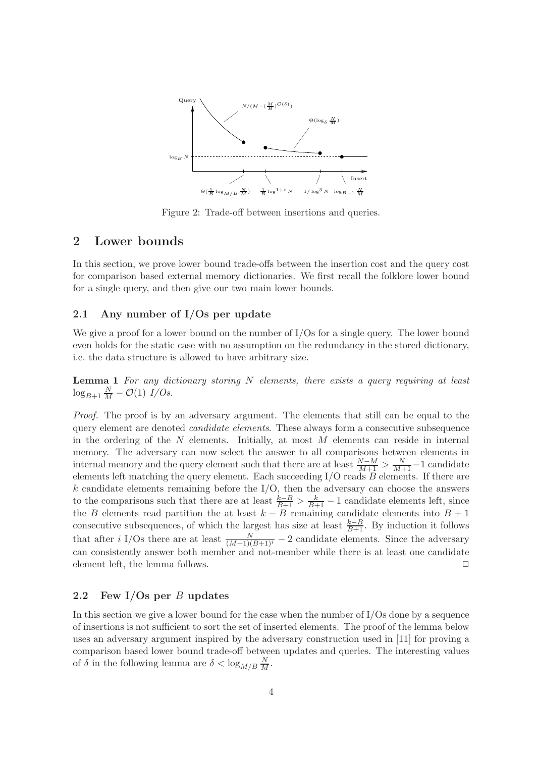Figure 2: Trade-off between insertions and queries.

## 2 Lower bounds

In this section, we prove lower bound trade-offs between the insertion cost and the query cost for comparison based external memory dictionaries. We first recall the folklore lower bound for a single query, and then give our two main lower bounds.

### 2.1 Any number of I/Os per update

We give a proof for a lower bound on the number of I/Os for a single query. The lower bound even holds for the static case with no assumption on the redundancy in the stored dictionary, i.e. the data structure is allowed to have arbitrary size.

**Lemma 1** *For any dictionary storing $N$ elements, there exists a query requiring at least $\log_{B+1} \frac{N}{M} - \mathcal{O}(1)$ I/Os.*

*Proof.* The proof is by an adversary argument. The elements that still can be equal to the query element are denoted *candidate elements*. These always form a consecutive subsequence in the ordering of the $N$ elements. Initially, at most $M$ elements can reside in internal memory. The adversary can now select the answer to all comparisons between elements in internal memory and the query element such that there are at least $\frac{N-M}{M+1} > \frac{N}{M+1} - 1$ candidate elements left matching the query element. Each succeeding I/O reads $B$ elements. If there are $k$ candidate elements remaining before the I/O, then the adversary can choose the answers to the comparisons such that there are at least $\frac{k-B}{B+1} > \frac{k}{B+1} - 1$ candidate elements left, since the $B$ elements read partition the at least $k - B$ remaining candidate elements into $B + 1$ consecutive subsequences, of which the largest has size at least $\frac{k-B}{B+1}$. By induction it follows that after $i$ I/Os there are at least $\frac{N}{(M+1)(B+1)^i} - 2$ candidate elements. Since the adversary can consistently answer both member and not-member while there is at least one candidate element left, the lemma follows. $\Box$

### 2.2 Few I/Os per $B$ updates

In this section we give a lower bound for the case when the number of I/Os done by a sequence of insertions is not sufficient to sort the set of inserted elements. The proof of the lemma below uses an adversary argument inspired by the adversary construction used in [11] for proving a comparison based lower bound trade-off between updates and queries. The interesting values of $\delta$ in the following lemma are $\delta < \log_{M/B} \frac{N}{M}$.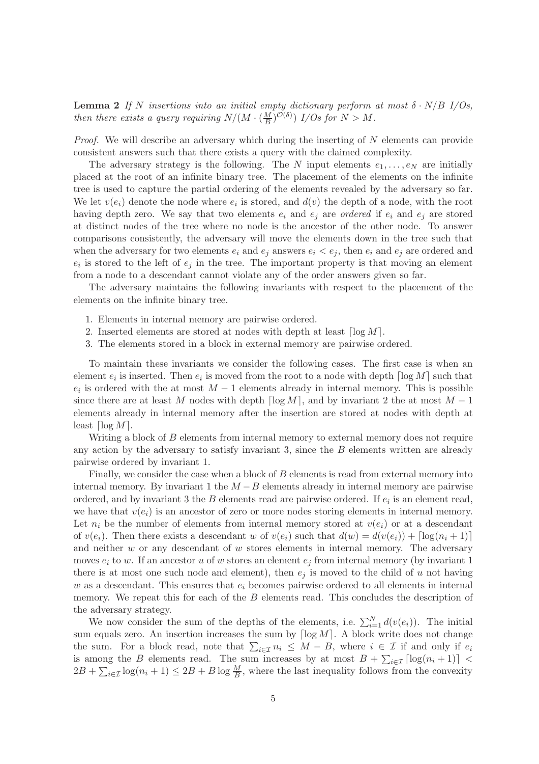**Lemma 2** *If $N$ insertions into an initial empty dictionary perform at most $\delta \cdot N/B$ I/Os, then there exists a query requiring $N/(M \cdot (\frac{M}{B})^{\mathcal{O}(\delta)})$ I/Os for $N > M$.*

*Proof.* We will describe an adversary which during the inserting of $N$ elements can provide consistent answers such that there exists a query with the claimed complexity.

The adversary strategy is the following. The $N$ input elements $e_1, \ldots, e_N$ are initially placed at the root of an infinite binary tree. The placement of the elements on the infinite tree is used to capture the partial ordering of the elements revealed by the adversary so far. We let $v(e_i)$ denote the node where $e_i$ is stored, and $d(v)$ the depth of a node, with the root having depth zero. We say that two elements $e_i$ and $e_j$ are *ordered* if $e_i$ and $e_j$ are stored at distinct nodes of the tree where no node is the ancestor of the other node. To answer comparisons consistently, the adversary will move the elements down in the tree such that when the adversary for two elements $e_i$ and $e_j$ answers $e_i < e_j$, then $e_i$ and $e_j$ are ordered and $e_i$ is stored to the left of $e_j$ in the tree. The important property is that moving an element from a node to a descendant cannot violate any of the order answers given so far.

The adversary maintains the following invariants with respect to the placement of the elements on the infinite binary tree.

1. Elements in internal memory are pairwise ordered.
2. Inserted elements are stored at nodes with depth at least $\lceil \log M \rceil$.
3. The elements stored in a block in external memory are pairwise ordered.

To maintain these invariants we consider the following cases. The first case is when an element $e_i$ is inserted. Then $e_i$ is moved from the root to a node with depth $\lceil \log M \rceil$ such that $e_i$ is ordered with the at most $M-1$ elements already in internal memory. This is possible since there are at least $M$ nodes with depth $\lceil \log M \rceil$, and by invariant 2 the at most $M-1$ elements already in internal memory after the insertion are stored at nodes with depth at least $\lceil \log M \rceil$.

Writing a block of $B$ elements from internal memory to external memory does not require any action by the adversary to satisfy invariant 3, since the $B$ elements written are already pairwise ordered by invariant 1.

Finally, we consider the case when a block of $B$ elements is read from external memory into internal memory. By invariant 1 the $M-B$ elements already in internal memory are pairwise ordered, and by invariant 3 the $B$ elements read are pairwise ordered. If $e_i$ is an element read, we have that $v(e_i)$ is an ancestor of zero or more nodes storing elements in internal memory. Let $n_i$ be the number of elements from internal memory stored at $v(e_i)$ or at a descendant of $v(e_i)$. Then there exists a descendant $w$ of $v(e_i)$ such that $d(w) = d(v(e_i)) + \lceil \log(n_i + 1) \rceil$ and neither $w$ or any descendant of $w$ stores elements in internal memory. The adversary moves $e_i$ to $w$. If an ancestor $u$ of $w$ stores an element $e_j$ from internal memory (by invariant 1 there is at most one such node and element), then $e_j$ is moved to the child of $u$ not having $w$ as a descendant. This ensures that $e_i$ becomes pairwise ordered to all elements in internal memory. We repeat this for each of the $B$ elements read. This concludes the description of the adversary strategy.

We now consider the sum of the depths of the elements, i.e. $\sum_{i=1}^{N} d(v(e_i))$. The initial sum equals zero. An insertion increases the sum by $\lceil \log M \rceil$. A block write does not change the sum. For a block read, note that $\sum_{i \in \mathcal{I}} n_i \leq M - B$, where $i \in \mathcal{I}$ if and only if $e_i$ is among the $B$ elements read. The sum increases by at most $B + \sum_{i \in \mathcal{I}} \lceil \log(n_i + 1) \rceil < 2B + \sum_{i \in \mathcal{I}} \log(n_i + 1) \leq 2B + B \log \frac{M}{B}$, where the last inequality follows from the convexity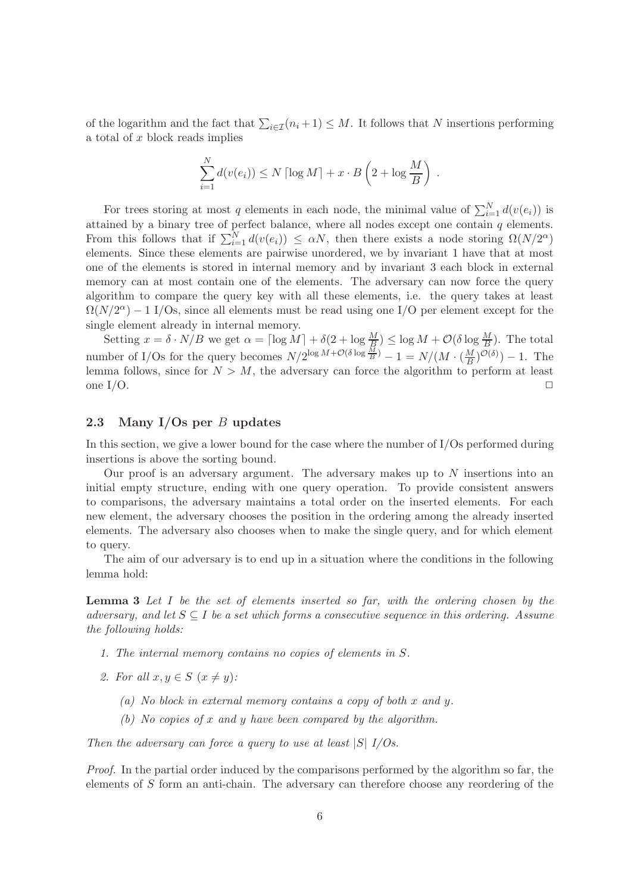of the logarithm and the fact that $\sum_{i \in \mathcal{I}}(n_i + 1) \leq M$. It follows that $N$ insertions performing a total of $x$ block reads implies

$$\sum_{i=1}^{N} d(v(e_i)) \leq N \lceil \log M \rceil + x \cdot B \left(2 + \log \frac{M}{B}\right) .$$

For trees storing at most $q$ elements in each node, the minimal value of $\sum_{i=1}^{N} d(v(e_i))$ is attained by a binary tree of perfect balance, where all nodes except one contain $q$ elements. From this follows that if $\sum_{i=1}^{N} d(v(e_i)) \leq \alpha N$, then there exists a node storing $\Omega(N/2^{\alpha})$ elements. Since these elements are pairwise unordered, we by invariant 1 have that at most one of the elements is stored in internal memory and by invariant 3 each block in external memory can at most contain one of the elements. The adversary can now force the query algorithm to compare the query key with all these elements, i.e. the query takes at least $\Omega(N/2^{\alpha}) - 1$ I/Os, since all elements must be read using one I/O per element except for the single element already in internal memory.

Setting $x = \delta \cdot N/B$ we get $\alpha = \lceil \log M \rceil + \delta(2 + \log \frac{M}{B}) \leq \log M + \mathcal{O}(\delta \log \frac{M}{B})$. The total number of I/Os for the query becomes $N/2^{\log M + \mathcal{O}(\delta \log \frac{M}{B})} - 1 = N/(M \cdot (\frac{M}{B})^{\mathcal{O}(\delta)}) - 1$. The lemma follows, since for $N > M$, the adversary can force the algorithm to perform at least one I/O. $\square$

## 2.3 Many I/Os per $B$ updates

In this section, we give a lower bound for the case where the number of I/Os performed during insertions is above the sorting bound.

Our proof is an adversary argument. The adversary makes up to $N$ insertions into an initial empty structure, ending with one query operation. To provide consistent answers to comparisons, the adversary maintains a total order on the inserted elements. For each new element, the adversary chooses the position in the ordering among the already inserted elements. The adversary also chooses when to make the single query, and for which element to query.

The aim of our adversary is to end up in a situation where the conditions in the following lemma hold:

**Lemma 3** *Let $I$ be the set of elements inserted so far, with the ordering chosen by the adversary, and let $S \subseteq I$ be a set which forms a consecutive sequence in this ordering. Assume the following holds:*

1. *The internal memory contains no copies of elements in $S$.*
2. *For all $x, y \in S$ $(x \neq y)$:*
   - *(a) No block in external memory contains a copy of both $x$ and $y$.*
   - *(b) No copies of $x$ and $y$ have been compared by the algorithm.*

*Then the adversary can force a query to use at least $|S|$ I/Os.*

*Proof.* In the partial order induced by the comparisons performed by the algorithm so far, the elements of $S$ form an anti-chain. The adversary can therefore choose any reordering of the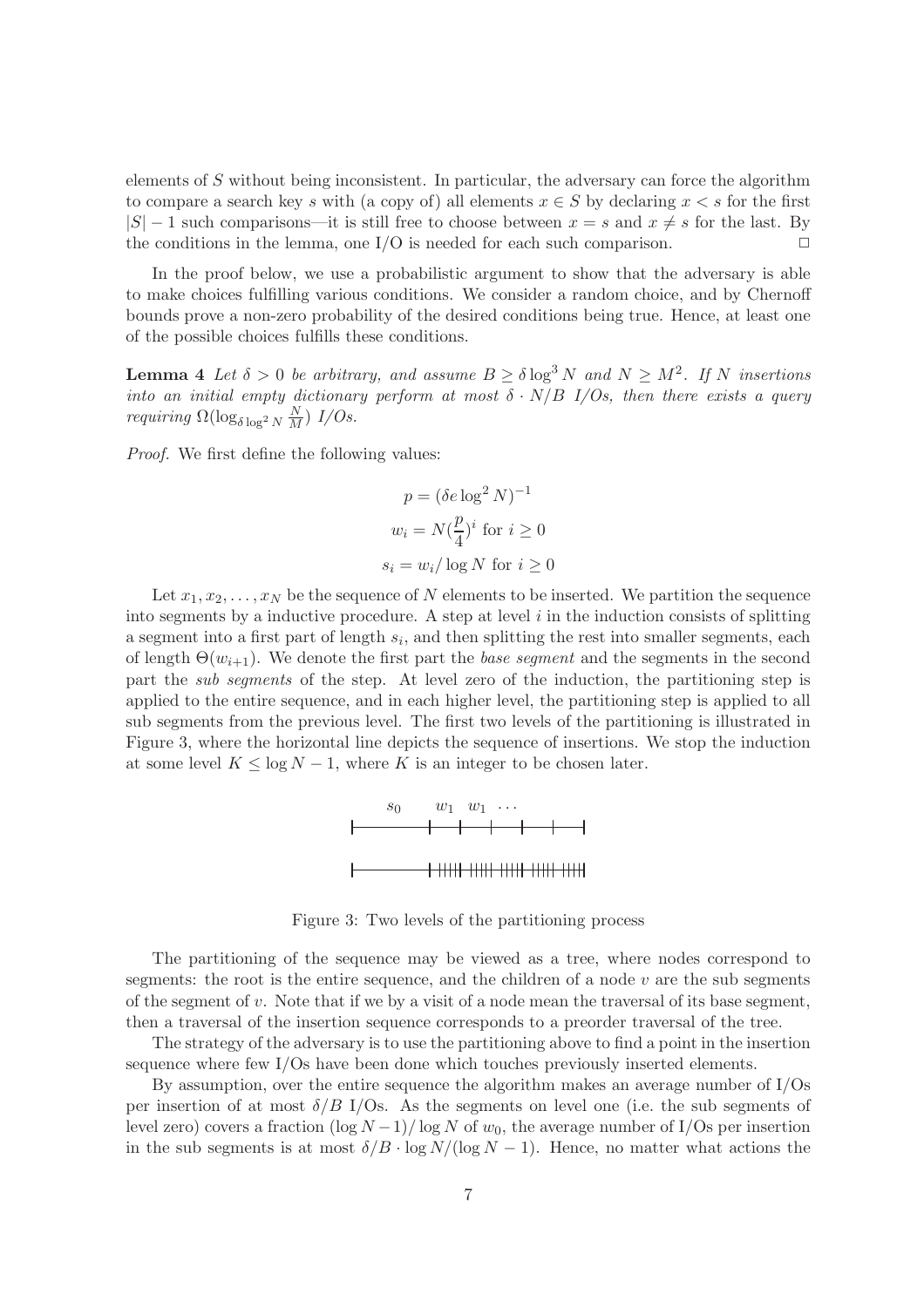elements of $S$ without being inconsistent. In particular, the adversary can force the algorithm to compare a search key $s$ with (a copy of) all elements $x \in S$ by declaring $x < s$ for the first $|S| - 1$ such comparisons—it is still free to choose between $x = s$ and $x \neq s$ for the last. By the conditions in the lemma, one I/O is needed for each such comparison. □

In the proof below, we use a probabilistic argument to show that the adversary is able to make choices fulfilling various conditions. We consider a random choice, and by Chernoff bounds prove a non-zero probability of the desired conditions being true. Hence, at least one of the possible choices fulfills these conditions.

**Lemma 4** *Let $\delta > 0$ be arbitrary, and assume $B \geq \delta \log^3 N$ and $N \geq M^2$. If $N$ insertions into an initial empty dictionary perform at most $\delta \cdot N/B$ I/Os, then there exists a query requiring $\Omega(\log_{\delta \log^2 N} \frac{N}{M})$ I/Os.*

*Proof.* We first define the following values:

$$p = (\delta e \log^2 N)^{-1}$$

$$w_i = N(\frac{p}{4})^i \text{ for } i \geq 0$$

$$s_i = w_i / \log N \text{ for } i \geq 0$$

Let $x_1, x_2, \ldots, x_N$ be the sequence of $N$ elements to be inserted. We partition the sequence into segments by a inductive procedure. A step at level $i$ in the induction consists of splitting a segment into a first part of length $s_i$, and then splitting the rest into smaller segments, each of length $\Theta(w_{i+1})$. We denote the first part the *base segment* and the segments in the second part the *sub segments* of the step. At level zero of the induction, the partitioning step is applied to the entire sequence, and in each higher level, the partitioning step is applied to all sub segments from the previous level. The first two levels of the partitioning is illustrated in Figure 3, where the horizontal line depicts the sequence of insertions. We stop the induction at some level $K \leq \log N - 1$, where $K$ is an integer to be chosen later.

Figure 3: Two levels of the partitioning process

The partitioning of the sequence may be viewed as a tree, where nodes correspond to segments: the root is the entire sequence, and the children of a node $v$ are the sub segments of the segment of $v$. Note that if we by a visit of a node mean the traversal of its base segment, then a traversal of the insertion sequence corresponds to a preorder traversal of the tree.

The strategy of the adversary is to use the partitioning above to find a point in the insertion sequence where few I/Os have been done which touches previously inserted elements.

By assumption, over the entire sequence the algorithm makes an average number of I/Os per insertion of at most $\delta/B$ I/Os. As the segments on level one (i.e. the sub segments of level zero) covers a fraction $(\log N - 1)/\log N$ of $w_0$, the average number of I/Os per insertion in the sub segments is at most $\delta/B \cdot \log N/(\log N - 1)$. Hence, no matter what actions the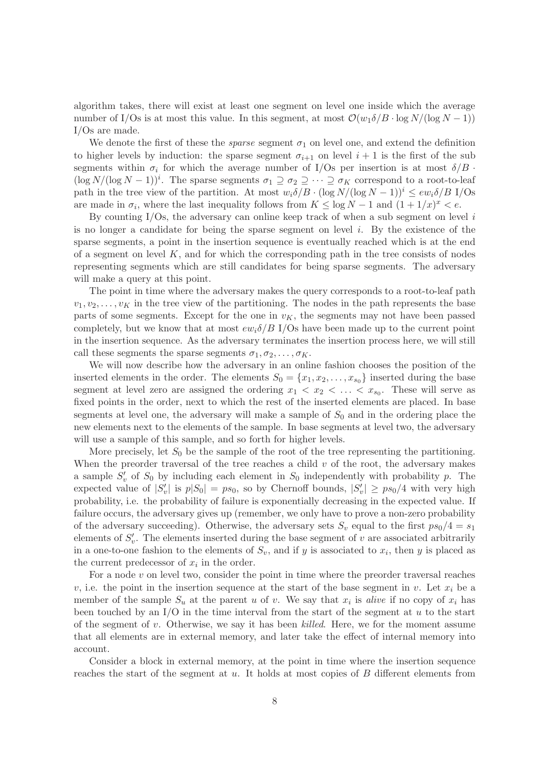algorithm takes, there will exist at least one segment on level one inside which the average number of I/Os is at most this value. In this segment, at most $\mathcal{O}(w_1\delta/B \cdot \log N/(\log N-1))$ I/Os are made.

We denote the first of these the *sparse* segment $\sigma_1$ on level one, and extend the definition to higher levels by induction: the sparse segment $\sigma_{i+1}$ on level $i+1$ is the first of the sub segments within $\sigma_i$ for which the average number of I/Os per insertion is at most $\delta/B \cdot (\log N/(\log N-1))^i$. The sparse segments $\sigma_1 \supseteq \sigma_2 \supseteq \cdots \supseteq \sigma_K$ correspond to a root-to-leaf path in the tree view of the partition. At most $w_i\delta/B \cdot (\log N/(\log N-1))^i \le ew_i\delta/B$ I/Os are made in $\sigma_i$, where the last inequality follows from $K \le \log N - 1$ and $(1+1/x)^x < e$.

By counting I/Os, the adversary can online keep track of when a sub segment on level $i$ is no longer a candidate for being the sparse segment on level $i$. By the existence of the sparse segments, a point in the insertion sequence is eventually reached which is at the end of a segment on level $K$, and for which the corresponding path in the tree consists of nodes representing segments which are still candidates for being sparse segments. The adversary will make a query at this point.

The point in time where the adversary makes the query corresponds to a root-to-leaf path $v_1, v_2, \ldots, v_K$ in the tree view of the partitioning. The nodes in the path represents the base parts of some segments. Except for the one in $v_K$, the segments may not have been passed completely, but we know that at most $ew_i\delta/B$ I/Os have been made up to the current point in the insertion sequence. As the adversary terminates the insertion process here, we will still call these segments the sparse segments $\sigma_1, \sigma_2, \ldots, \sigma_K$.

We will now describe how the adversary in an online fashion chooses the position of the inserted elements in the order. The elements $S_0 = \{x_1, x_2, \ldots, x_{s_0}\}$ inserted during the base segment at level zero are assigned the ordering $x_1 < x_2 < \ldots < x_{s_0}$. These will serve as fixed points in the order, next to which the rest of the inserted elements are placed. In base segments at level one, the adversary will make a sample of $S_0$ and in the ordering place the new elements next to the elements of the sample. In base segments at level two, the adversary will use a sample of this sample, and so forth for higher levels.

More precisely, let $S_0$ be the sample of the root of the tree representing the partitioning. When the preorder traversal of the tree reaches a child $v$ of the root, the adversary makes a sample $S'_v$ of $S_0$ by including each element in $S_0$ independently with probability $p$. The expected value of $|S'_v|$ is $p|S_0| = ps_0$, so by Chernoff bounds, $|S'_v| \ge ps_0/4$ with very high probability, i.e. the probability of failure is exponentially decreasing in the expected value. If failure occurs, the adversary gives up (remember, we only have to prove a non-zero probability of the adversary succeeding). Otherwise, the adversary sets $S_v$ equal to the first $ps_0/4 = s_1$ elements of $S'_v$. The elements inserted during the base segment of $v$ are associated arbitrarily in a one-to-one fashion to the elements of $S_v$, and if $y$ is associated to $x_i$, then $y$ is placed as the current predecessor of $x_i$ in the order.

For a node $v$ on level two, consider the point in time where the preorder traversal reaches $v$, i.e. the point in the insertion sequence at the start of the base segment in $v$. Let $x_i$ be a member of the sample $S_u$ at the parent $u$ of $v$. We say that $x_i$ is *alive* if no copy of $x_i$ has been touched by an I/O in the time interval from the start of the segment at $u$ to the start of the segment of $v$. Otherwise, we say it has been *killed*. Here, we for the moment assume that all elements are in external memory, and later take the effect of internal memory into account.

Consider a block in external memory, at the point in time where the insertion sequence reaches the start of the segment at $u$. It holds at most copies of $B$ different elements from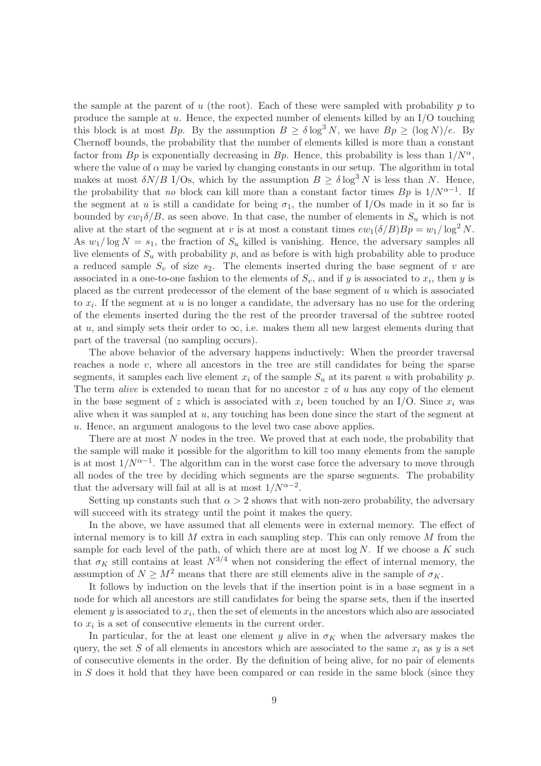the sample at the parent of $u$ (the root). Each of these were sampled with probability $p$ to produce the sample at $u$. Hence, the expected number of elements killed by an I/O touching this block is at most $Bp$. By the assumption $B \geq \delta \log^3 N$, we have $Bp \geq (\log N)/e$. By Chernoff bounds, the probability that the number of elements killed is more than a constant factor from $Bp$ is exponentially decreasing in $Bp$. Hence, this probability is less than $1/N^{\alpha}$, where the value of $\alpha$ may be varied by changing constants in our setup. The algorithm in total makes at most $\delta N/B$ I/Os, which by the assumption $B \geq \delta \log^3 N$ is less than $N$. Hence, the probability that *no* block can kill more than a constant factor times $Bp$ is $1/N^{\alpha-1}$. If the segment at $u$ is still a candidate for being $\sigma_1$, the number of I/Os made in it so far is bounded by $ew_1\delta/B$, as seen above. In that case, the number of elements in $S_u$ which is not alive at the start of the segment at $v$ is at most a constant times $ew_1(\delta/B)Bp = w_1/\log^2 N$. As $w_1/\log N = s_1$, the fraction of $S_u$ killed is vanishing. Hence, the adversary samples all live elements of $S_u$ with probability $p$, and as before is with high probability able to produce a reduced sample $S_v$ of size $s_2$. The elements inserted during the base segment of $v$ are associated in a one-to-one fashion to the elements of $S_v$, and if $y$ is associated to $x_i$, then $y$ is placed as the current predecessor of the element of the base segment of $u$ which is associated to $x_i$. If the segment at $u$ is no longer a candidate, the adversary has no use for the ordering of the elements inserted during the the rest of the preorder traversal of the subtree rooted at $u$, and simply sets their order to $\infty$, i.e. makes them all new largest elements during that part of the traversal (no sampling occurs).

The above behavior of the adversary happens inductively: When the preorder traversal reaches a node $v$, where all ancestors in the tree are still candidates for being the sparse segments, it samples each live element $x_i$ of the sample $S_u$ at its parent $u$ with probability $p$. The term *alive* is extended to mean that for no ancestor $z$ of $u$ has any copy of the element in the base segment of $z$ which is associated with $x_i$ been touched by an I/O. Since $x_i$ was alive when it was sampled at $u$, any touching has been done since the start of the segment at $u$. Hence, an argument analogous to the level two case above applies.

There are at most $N$ nodes in the tree. We proved that at each node, the probability that the sample will make it possible for the algorithm to kill too many elements from the sample is at most $1/N^{\alpha-1}$. The algorithm can in the worst case force the adversary to move through all nodes of the tree by deciding which segments are the sparse segments. The probability that the adversary will fail at all is at most $1/N^{\alpha-2}$.

Setting up constants such that $\alpha > 2$ shows that with non-zero probability, the adversary will succeed with its strategy until the point it makes the query.

In the above, we have assumed that all elements were in external memory. The effect of internal memory is to kill $M$ extra in each sampling step. This can only remove $M$ from the sample for each level of the path, of which there are at most $\log N$. If we choose a $K$ such that $\sigma_K$ still contains at least $N^{3/4}$ when not considering the effect of internal memory, the assumption of $N \geq M^2$ means that there are still elements alive in the sample of $\sigma_K$.

It follows by induction on the levels that if the insertion point is in a base segment in a node for which all ancestors are still candidates for being the sparse sets, then if the inserted element $y$ is associated to $x_i$, then the set of elements in the ancestors which also are associated to $x_i$ is a set of consecutive elements in the current order.

In particular, for the at least one element $y$ alive in $\sigma_K$ when the adversary makes the query, the set $S$ of all elements in ancestors which are associated to the same $x_i$ as $y$ is a set of consecutive elements in the order. By the definition of being alive, for no pair of elements in $S$ does it hold that they have been compared or can reside in the same block (since they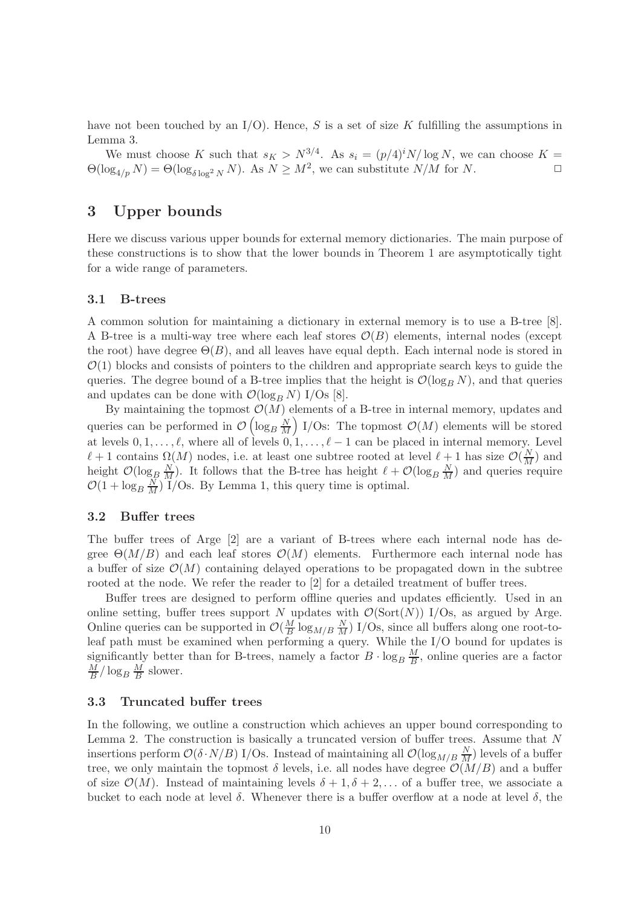have not been touched by an I/O). Hence, $S$ is a set of size $K$ fulfilling the assumptions in Lemma 3.

We must choose $K$ such that $s_K > N^{3/4}$. As $s_i = (p/4)^i N/\log N$, we can choose $K = \Theta(\log_{4/p} N) = \Theta(\log_{\delta \log^2 N} N)$. As $N \geq M^2$, we can substitute $N/M$ for $N$. □

## 3 Upper bounds

Here we discuss various upper bounds for external memory dictionaries. The main purpose of these constructions is to show that the lower bounds in Theorem 1 are asymptotically tight for a wide range of parameters.

### 3.1 B-trees

A common solution for maintaining a dictionary in external memory is to use a B-tree [8]. A B-tree is a multi-way tree where each leaf stores $\mathcal{O}(B)$ elements, internal nodes (except the root) have degree $\Theta(B)$, and all leaves have equal depth. Each internal node is stored in $\mathcal{O}(1)$ blocks and consists of pointers to the children and appropriate search keys to guide the queries. The degree bound of a B-tree implies that the height is $\mathcal{O}(\log_B N)$, and that queries and updates can be done with $\mathcal{O}(\log_B N)$ I/Os [8].

By maintaining the topmost $\mathcal{O}(M)$ elements of a B-tree in internal memory, updates and queries can be performed in $\mathcal{O}\left(\log_B \frac{N}{M}\right)$ I/Os: The topmost $\mathcal{O}(M)$ elements will be stored at levels $0, 1, \ldots, \ell$, where all of levels $0, 1, \ldots, \ell - 1$ can be placed in internal memory. Level $\ell + 1$ contains $\Omega(M)$ nodes, i.e. at least one subtree rooted at level $\ell + 1$ has size $\mathcal{O}(\frac{N}{M})$ and height $\mathcal{O}(\log_B \frac{N}{M})$. It follows that the B-tree has height $\ell + \mathcal{O}(\log_B \frac{N}{M})$ and queries require $\mathcal{O}(1 + \log_B \frac{N}{M})$ I/Os. By Lemma 1, this query time is optimal.

### 3.2 Buffer trees

The buffer trees of Arge [2] are a variant of B-trees where each internal node has degree $\Theta(M/B)$ and each leaf stores $\mathcal{O}(M)$ elements. Furthermore each internal node has a buffer of size $\mathcal{O}(M)$ containing delayed operations to be propagated down in the subtree rooted at the node. We refer the reader to [2] for a detailed treatment of buffer trees.

Buffer trees are designed to perform offline queries and updates efficiently. Used in an online setting, buffer trees support $N$ updates with $\mathcal{O}(\text{Sort}(N))$ I/Os, as argued by Arge. Online queries can be supported in $\mathcal{O}(\frac{M}{B} \log_{M/B} \frac{N}{M})$ I/Os, since all buffers along one root-to-leaf path must be examined when performing a query. While the I/O bound for updates is significantly better than for B-trees, namely a factor $B \cdot \log_B \frac{M}{B}$, online queries are a factor $\frac{M}{B} / \log_B \frac{M}{B}$ slower.

### 3.3 Truncated buffer trees

In the following, we outline a construction which achieves an upper bound corresponding to Lemma 2. The construction is basically a truncated version of buffer trees. Assume that $N$ insertions perform $\mathcal{O}(\delta \cdot N/B)$ I/Os. Instead of maintaining all $\mathcal{O}(\log_{M/B} \frac{N}{M})$ levels of a buffer tree, we only maintain the topmost $\delta$ levels, i.e. all nodes have degree $\mathcal{O}(M/B)$ and a buffer of size $\mathcal{O}(M)$. Instead of maintaining levels $\delta + 1, \delta + 2, \ldots$ of a buffer tree, we associate a bucket to each node at level $\delta$. Whenever there is a buffer overflow at a node at level $\delta$, the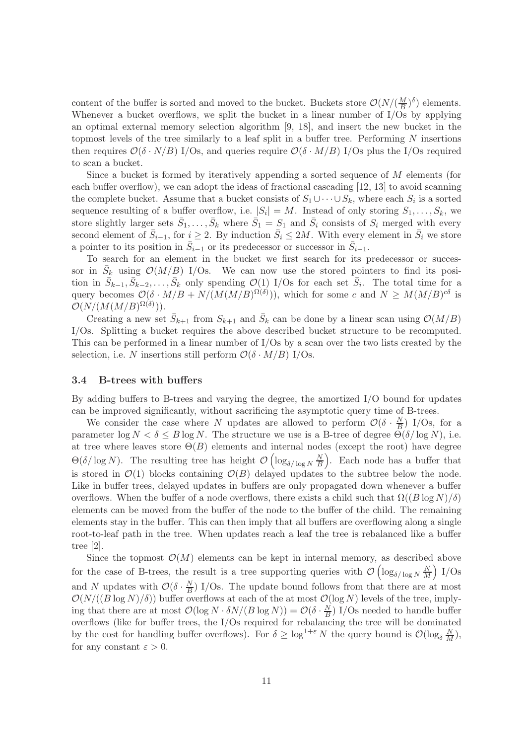content of the buffer is sorted and moved to the bucket. Buckets store $\mathcal{O}(N/(\frac{M}{B})^\delta)$ elements. Whenever a bucket overflows, we split the bucket in a linear number of I/Os by applying an optimal external memory selection algorithm [9, 18], and insert the new bucket in the topmost levels of the tree similarly to a leaf split in a buffer tree. Performing $N$ insertions then requires $\mathcal{O}(\delta \cdot N/B)$ I/Os, and queries require $\mathcal{O}(\delta \cdot M/B)$ I/Os plus the I/Os required to scan a bucket.

Since a bucket is formed by iteratively appending a sorted sequence of $M$ elements (for each buffer overflow), we can adopt the ideas of fractional cascading [12, 13] to avoid scanning the complete bucket. Assume that a bucket consists of $S_1 \cup \cdots \cup S_k$, where each $S_i$ is a sorted sequence resulting of a buffer overflow, i.e. $|S_i| = M$. Instead of only storing $S_1, \ldots, S_k$, we store slightly larger sets $\bar{S}_1, \ldots, \bar{S}_k$ where $\bar{S}_1 = S_1$ and $\bar{S}_i$ consists of $S_i$ merged with every second element of $\bar{S}_{i-1}$, for $i \geq 2$. By induction $\bar{S}_i \leq 2M$. With every element in $\bar{S}_i$ we store a pointer to its position in $\bar{S}_{i-1}$ or its predecessor or successor in $\bar{S}_{i-1}$.

To search for an element in the bucket we first search for its predecessor or successor in $\bar{S}_k$ using $\mathcal{O}(M/B)$ I/Os. We can now use the stored pointers to find its position in $\bar{S}_{k-1}, \bar{S}_{k-2}, \ldots, \bar{S}_k$ only spending $\mathcal{O}(1)$ I/Os for each set $\bar{S}_i$. The total time for a query becomes $\mathcal{O}(\delta \cdot M/B + N/(M(M/B)^{\Omega(\delta)}))$, which for some $c$ and $N \geq M(M/B)^{c\delta}$ is $\mathcal{O}(N/(M(M/B)^{\Omega(\delta)}))$.

Creating a new set $\bar{S}_{k+1}$ from $S_{k+1}$ and $\bar{S}_k$ can be done by a linear scan using $\mathcal{O}(M/B)$ I/Os. Splitting a bucket requires the above described bucket structure to be recomputed. This can be performed in a linear number of I/Os by a scan over the two lists created by the selection, i.e. $N$ insertions still perform $\mathcal{O}(\delta \cdot M/B)$ I/Os.

### 3.4 B-trees with buffers

By adding buffers to B-trees and varying the degree, the amortized I/O bound for updates can be improved significantly, without sacrificing the asymptotic query time of B-trees.

We consider the case where $N$ updates are allowed to perform $\mathcal{O}(\delta \cdot \frac{N}{B})$ I/Os, for a parameter $\log N < \delta \leq B \log N$. The structure we use is a B-tree of degree $\Theta(\delta/\log N)$, i.e. at tree where leaves store $\Theta(B)$ elements and internal nodes (except the root) have degree $\Theta(\delta/\log N)$. The resulting tree has height $\mathcal{O}\left(\log_{\delta/\log N} \frac{N}{B}\right)$. Each node has a buffer that is stored in $\mathcal{O}(1)$ blocks containing $\mathcal{O}(B)$ delayed updates to the subtree below the node. Like in buffer trees, delayed updates in buffers are only propagated down whenever a buffer overflows. When the buffer of a node overflows, there exists a child such that $\Omega((B \log N)/\delta)$ elements can be moved from the buffer of the node to the buffer of the child. The remaining elements stay in the buffer. This can then imply that all buffers are overflowing along a single root-to-leaf path in the tree. When updates reach a leaf the tree is rebalanced like a buffer tree [2].

Since the topmost $\mathcal{O}(M)$ elements can be kept in internal memory, as described above for the case of B-trees, the result is a tree supporting queries with $\mathcal{O}\left(\log_{\delta/\log N} \frac{N}{M}\right)$ I/Os and $N$ updates with $\mathcal{O}(\delta \cdot \frac{N}{B})$ I/Os. The update bound follows from that there are at most $\mathcal{O}(N/((B \log N)/\delta))$ buffer overflows at each of the at most $\mathcal{O}(\log N)$ levels of the tree, implying that there are at most $\mathcal{O}(\log N \cdot \delta N/(B \log N)) = \mathcal{O}(\delta \cdot \frac{N}{B})$ I/Os needed to handle buffer overflows (like for buffer trees, the I/Os required for rebalancing the tree will be dominated by the cost for handling buffer overflows). For $\delta \geq \log^{1+\varepsilon} N$ the query bound is $\mathcal{O}(\log_\delta \frac{N}{M})$, for any constant $\varepsilon > 0$.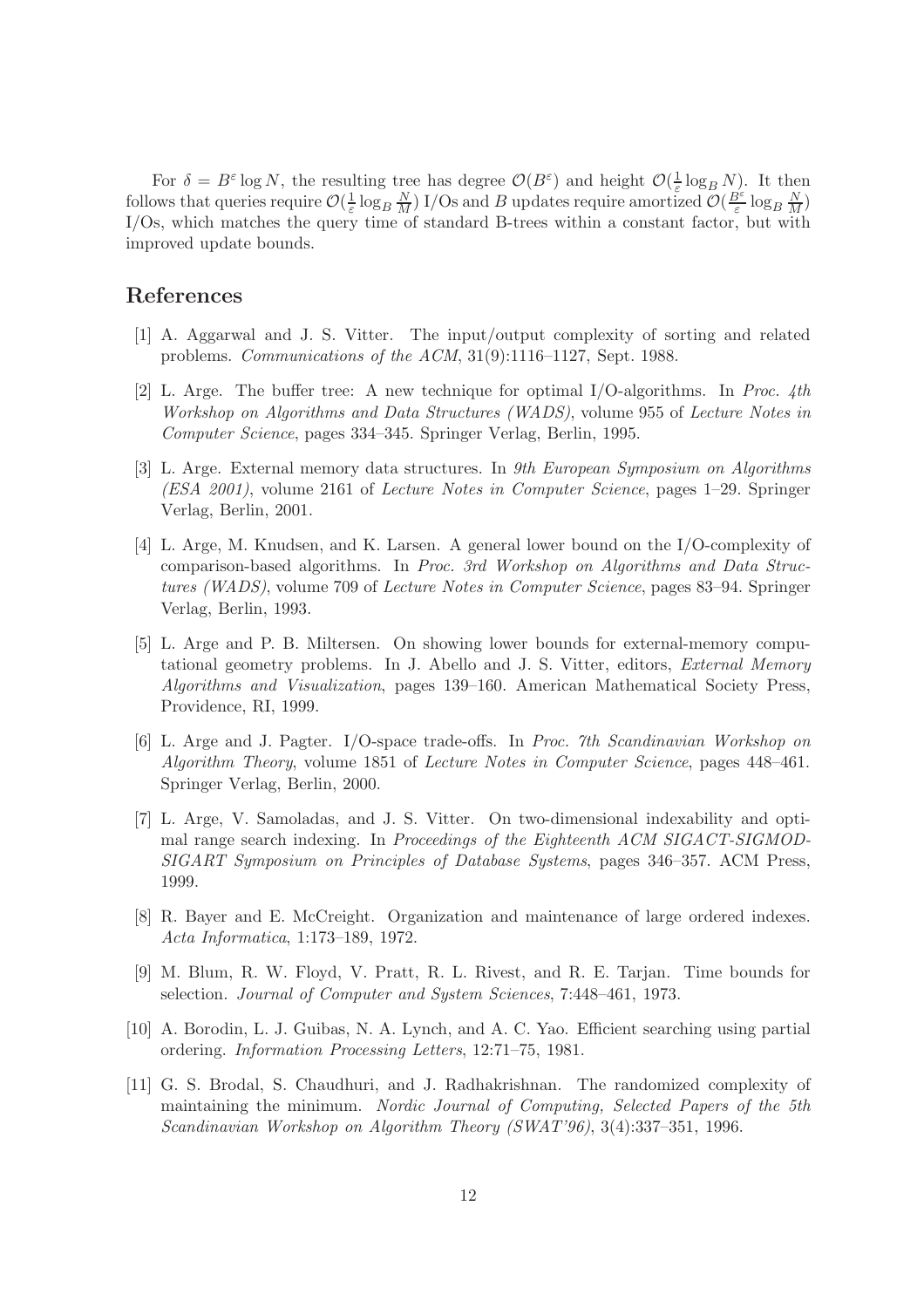For $\delta = B^\varepsilon \log N$, the resulting tree has degree $\mathcal{O}(B^\varepsilon)$ and height $\mathcal{O}(\frac{1}{\varepsilon}\log_B N)$. It then follows that queries require $\mathcal{O}(\frac{1}{\varepsilon}\log_B \frac{N}{M})$ I/Os and $B$ updates require amortized $\mathcal{O}(\frac{B^\varepsilon}{\varepsilon}\log_B \frac{N}{M})$ I/Os, which matches the query time of standard B-trees within a constant factor, but with improved update bounds.

## References

[1] A. Aggarwal and J. S. Vitter. The input/output complexity of sorting and related problems. *Communications of the ACM*, 31(9):1116–1127, Sept. 1988.

[2] L. Arge. The buffer tree: A new technique for optimal I/O-algorithms. In *Proc. 4th Workshop on Algorithms and Data Structures (WADS)*, volume 955 of *Lecture Notes in Computer Science*, pages 334–345. Springer Verlag, Berlin, 1995.

[3] L. Arge. External memory data structures. In *9th European Symposium on Algorithms (ESA 2001)*, volume 2161 of *Lecture Notes in Computer Science*, pages 1–29. Springer Verlag, Berlin, 2001.

[4] L. Arge, M. Knudsen, and K. Larsen. A general lower bound on the I/O-complexity of comparison-based algorithms. In *Proc. 3rd Workshop on Algorithms and Data Structures (WADS)*, volume 709 of *Lecture Notes in Computer Science*, pages 83–94. Springer Verlag, Berlin, 1993.

[5] L. Arge and P. B. Miltersen. On showing lower bounds for external-memory computational geometry problems. In J. Abello and J. S. Vitter, editors, *External Memory Algorithms and Visualization*, pages 139–160. American Mathematical Society Press, Providence, RI, 1999.

[6] L. Arge and J. Pagter. I/O-space trade-offs. In *Proc. 7th Scandinavian Workshop on Algorithm Theory*, volume 1851 of *Lecture Notes in Computer Science*, pages 448–461. Springer Verlag, Berlin, 2000.

[7] L. Arge, V. Samoladas, and J. S. Vitter. On two-dimensional indexability and optimal range search indexing. In *Proceedings of the Eighteenth ACM SIGACT-SIGMOD-SIGART Symposium on Principles of Database Systems*, pages 346–357. ACM Press, 1999.

[8] R. Bayer and E. McCreight. Organization and maintenance of large ordered indexes. *Acta Informatica*, 1:173–189, 1972.

[9] M. Blum, R. W. Floyd, V. Pratt, R. L. Rivest, and R. E. Tarjan. Time bounds for selection. *Journal of Computer and System Sciences*, 7:448–461, 1973.

[10] A. Borodin, L. J. Guibas, N. A. Lynch, and A. C. Yao. Efficient searching using partial ordering. *Information Processing Letters*, 12:71–75, 1981.

[11] G. S. Brodal, S. Chaudhuri, and J. Radhakrishnan. The randomized complexity of maintaining the minimum. *Nordic Journal of Computing, Selected Papers of the 5th Scandinavian Workshop on Algorithm Theory (SWAT'96)*, 3(4):337–351, 1996.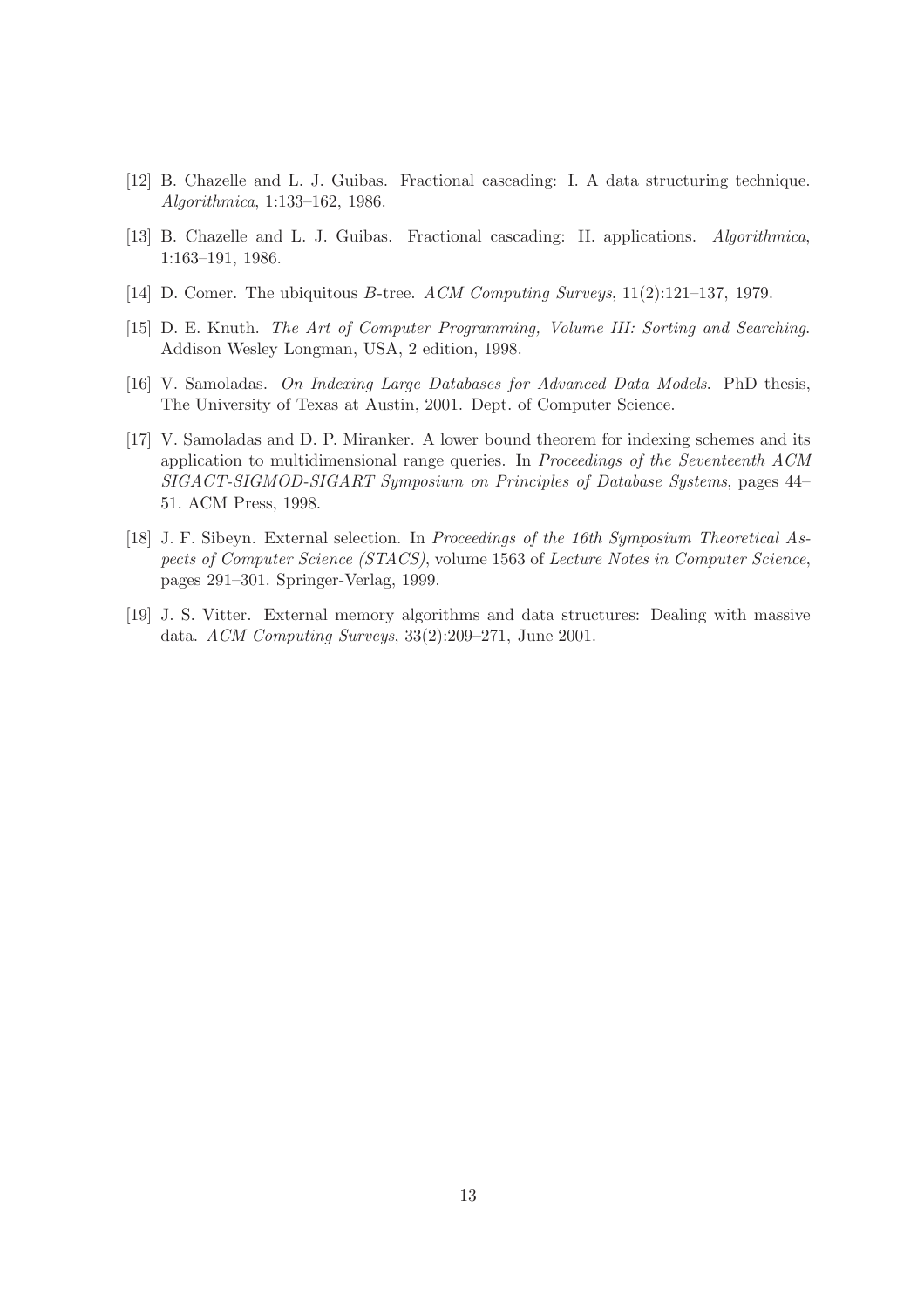[12] B. Chazelle and L. J. Guibas. Fractional cascading: I. A data structuring technique. *Algorithmica*, 1:133–162, 1986.

[13] B. Chazelle and L. J. Guibas. Fractional cascading: II. applications. *Algorithmica*, 1:163–191, 1986.

[14] D. Comer. The ubiquitous *B*-tree. *ACM Computing Surveys*, 11(2):121–137, 1979.

[15] D. E. Knuth. *The Art of Computer Programming, Volume III: Sorting and Searching*. Addison Wesley Longman, USA, 2 edition, 1998.

[16] V. Samoladas. *On Indexing Large Databases for Advanced Data Models*. PhD thesis, The University of Texas at Austin, 2001. Dept. of Computer Science.

[17] V. Samoladas and D. P. Miranker. A lower bound theorem for indexing schemes and its application to multidimensional range queries. In *Proceedings of the Seventeenth ACM SIGACT-SIGMOD-SIGART Symposium on Principles of Database Systems*, pages 44–51. ACM Press, 1998.

[18] J. F. Sibeyn. External selection. In *Proceedings of the 16th Symposium Theoretical Aspects of Computer Science (STACS)*, volume 1563 of *Lecture Notes in Computer Science*, pages 291–301. Springer-Verlag, 1999.

[19] J. S. Vitter. External memory algorithms and data structures: Dealing with massive data. *ACM Computing Surveys*, 33(2):209–271, June 2001.